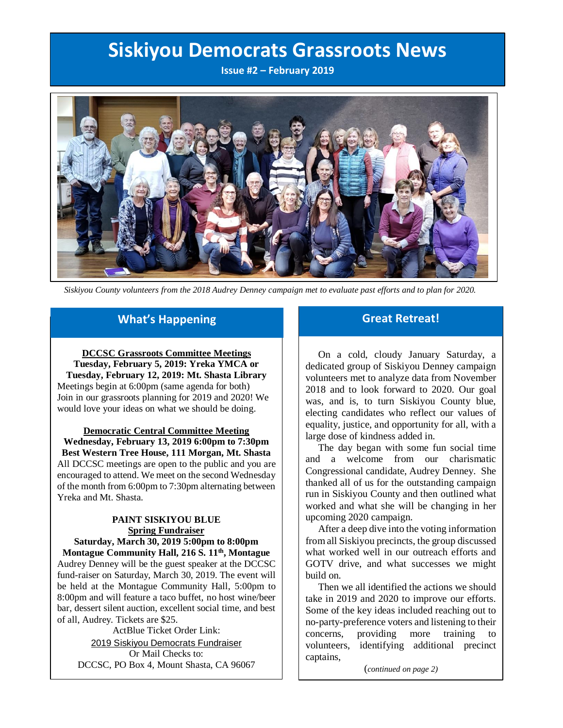# Siskiyou Democrats Grassroots News

**Issue #2 – February 2019**

*Siskiyou County volunteers from the 2018 Audrey Denney campaign met to evaluate past efforts and to plan for 2020.*

## What's Happening

**DCCSC Grassroots Committee Meetings**
**Tuesday, February 5, 2019: Yreka YMCA or**
**Tuesday, February 12, 2019: Mt. Shasta Library**
Meetings begin at 6:00pm (same agenda for both)
Join in our grassroots planning for 2019 and 2020! We would love your ideas on what we should be doing.

**Democratic Central Committee Meeting**
**Wednesday, February 13, 2019 6:00pm to 7:30pm**
**Best Western Tree House, 111 Morgan, Mt. Shasta**
All DCCSC meetings are open to the public and you are encouraged to attend. We meet on the second Wednesday of the month from 6:00pm to 7:30pm alternating between Yreka and Mt. Shasta.

**PAINT SISKIYOU BLUE**
**Spring Fundraiser**
**Saturday, March 30, 2019 5:00pm to 8:00pm**
**Montague Community Hall, 216 S. 11th, Montague**
Audrey Denney will be the guest speaker at the DCCSC fund-raiser on Saturday, March 30, 2019. The event will be held at the Montague Community Hall, 5:00pm to 8:00pm and will feature a taco buffet, no host wine/beer bar, dessert silent auction, excellent social time, and best of all, Audrey. Tickets are $25.

ActBlue Ticket Order Link:
2019 Siskiyou Democrats Fundraiser
Or Mail Checks to:
DCCSC, PO Box 4, Mount Shasta, CA 96067

## Great Retreat!

On a cold, cloudy January Saturday, a dedicated group of Siskiyou Denney campaign volunteers met to analyze data from November 2018 and to look forward to 2020. Our goal was, and is, to turn Siskiyou County blue, electing candidates who reflect our values of equality, justice, and opportunity for all, with a large dose of kindness added in.

The day began with some fun social time and a welcome from our charismatic Congressional candidate, Audrey Denney. She thanked all of us for the outstanding campaign run in Siskiyou County and then outlined what worked and what she will be changing in her upcoming 2020 campaign.

After a deep dive into the voting information from all Siskiyou precincts, the group discussed what worked well in our outreach efforts and GOTV drive, and what successes we might build on.

Then we all identified the actions we should take in 2019 and 2020 to improve our efforts. Some of the key ideas included reaching out to no-party-preference voters and listening to their concerns, providing more training to volunteers, identifying additional precinct captains,

(*continued on page 2)*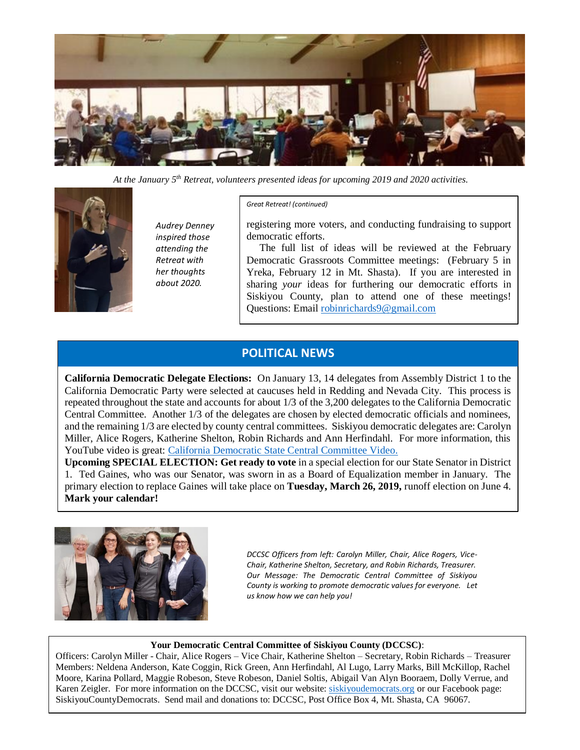*At the January 5th Retreat, volunteers presented ideas for upcoming 2019 and 2020 activities.*

*Audrey Denney inspired those attending the Retreat with her thoughts about 2020.*

*Great Retreat! (continued)*

registering more voters, and conducting fundraising to support democratic efforts.

The full list of ideas will be reviewed at the February Democratic Grassroots Committee meetings: (February 5 in Yreka, February 12 in Mt. Shasta). If you are interested in sharing *your* ideas for furthering our democratic efforts in Siskiyou County, plan to attend one of these meetings! Questions: Email robinrichards9@gmail.com

## POLITICAL NEWS

**California Democratic Delegate Elections:** On January 13, 14 delegates from Assembly District 1 to the California Democratic Party were selected at caucuses held in Redding and Nevada City. This process is repeated throughout the state and accounts for about 1/3 of the 3,200 delegates to the California Democratic Central Committee. Another 1/3 of the delegates are chosen by elected democratic officials and nominees, and the remaining 1/3 are elected by county central committees. Siskiyou democratic delegates are: Carolyn Miller, Alice Rogers, Katherine Shelton, Robin Richards and Ann Herfindahl. For more information, this YouTube video is great: California Democratic State Central Committee Video.

**Upcoming SPECIAL ELECTION: Get ready to vote** in a special election for our State Senator in District 1. Ted Gaines, who was our Senator, was sworn in as a Board of Equalization member in January. The primary election to replace Gaines will take place on **Tuesday, March 26, 2019,** runoff election on June 4. **Mark your calendar!**

*DCCSC Officers from left: Carolyn Miller, Chair, Alice Rogers, Vice-Chair, Katherine Shelton, Secretary, and Robin Richards, Treasurer. Our Message: The Democratic Central Committee of Siskiyou County is working to promote democratic values for everyone. Let us know how we can help you!*

**Your Democratic Central Committee of Siskiyou County (DCCSC)**:

Officers: Carolyn Miller - Chair, Alice Rogers – Vice Chair, Katherine Shelton – Secretary, Robin Richards – Treasurer Members: Neldena Anderson, Kate Coggin, Rick Green, Ann Herfindahl, Al Lugo, Larry Marks, Bill McKillop, Rachel Moore, Karina Pollard, Maggie Robeson, Steve Robeson, Daniel Soltis, Abigail Van Alyn Booraem, Dolly Verrue, and Karen Zeigler. For more information on the DCCSC, visit our website: siskiyoudemocrats.org or our Facebook page: SiskiyouCountyDemocrats. Send mail and donations to: DCCSC, Post Office Box 4, Mt. Shasta, CA 96067.